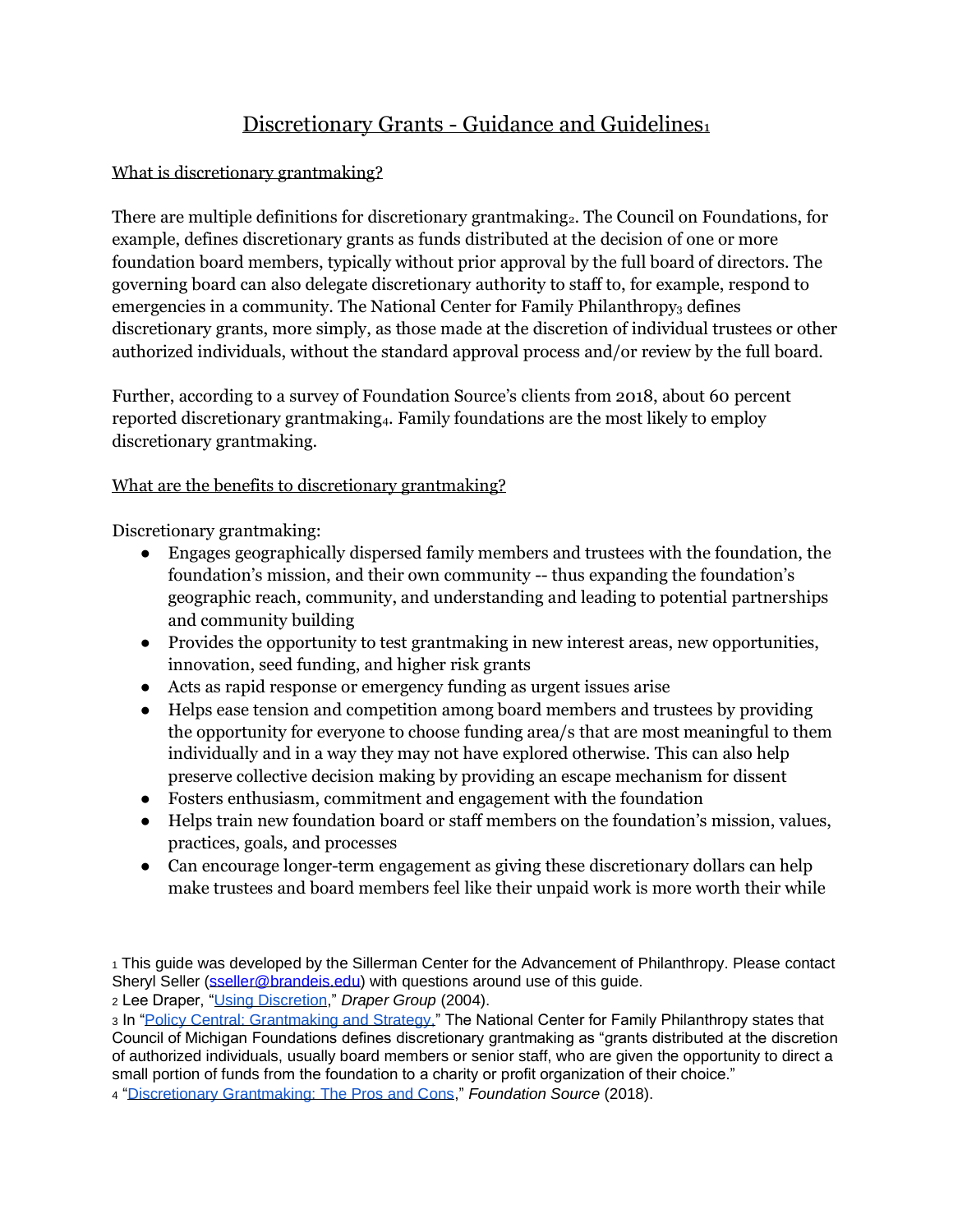# Discretionary Grants - Guidance and Guidelines[1]

## What is discretionary grantmaking?

There are multiple definitions for discretionary grantmaking[2]. The Council on Foundations, for example, defines discretionary grants as funds distributed at the decision of one or more foundation board members, typically without prior approval by the full board of directors. The governing board can also delegate discretionary authority to staff to, for example, respond to emergencies in a community. The National Center for Family Philanthropy[3] defines discretionary grants, more simply, as those made at the discretion of individual trustees or other authorized individuals, without the standard approval process and/or review by the full board.

Further, according to a survey of Foundation Source's clients from 2018, about 60 percent reported discretionary grantmaking[4]. Family foundations are the most likely to employ discretionary grantmaking.

## What are the benefits to discretionary grantmaking?

Discretionary grantmaking:

- Engages geographically dispersed family members and trustees with the foundation, the foundation's mission, and their own community -- thus expanding the foundation's geographic reach, community, and understanding and leading to potential partnerships and community building
- Provides the opportunity to test grantmaking in new interest areas, new opportunities, innovation, seed funding, and higher risk grants
- Acts as rapid response or emergency funding as urgent issues arise
- Helps ease tension and competition among board members and trustees by providing the opportunity for everyone to choose funding area/s that are most meaningful to them individually and in a way they may not have explored otherwise. This can also help preserve collective decision making by providing an escape mechanism for dissent
- Fosters enthusiasm, commitment and engagement with the foundation
- Helps train new foundation board or staff members on the foundation's mission, values, practices, goals, and processes
- Can encourage longer-term engagement as giving these discretionary dollars can help make trustees and board members feel like their unpaid work is more worth their while

---

[1] This guide was developed by the Sillerman Center for the Advancement of Philanthropy. Please contact Sheryl Seller (sseller@brandeis.edu) with questions around use of this guide.

[2] Lee Draper, "Using Discretion," *Draper Group* (2004).

[3] In "Policy Central: Grantmaking and Strategy," The National Center for Family Philanthropy states that Council of Michigan Foundations defines discretionary grantmaking as "grants distributed at the discretion of authorized individuals, usually board members or senior staff, who are given the opportunity to direct a small portion of funds from the foundation to a charity or profit organization of their choice."

[4] "Discretionary Grantmaking: The Pros and Cons," *Foundation Source* (2018).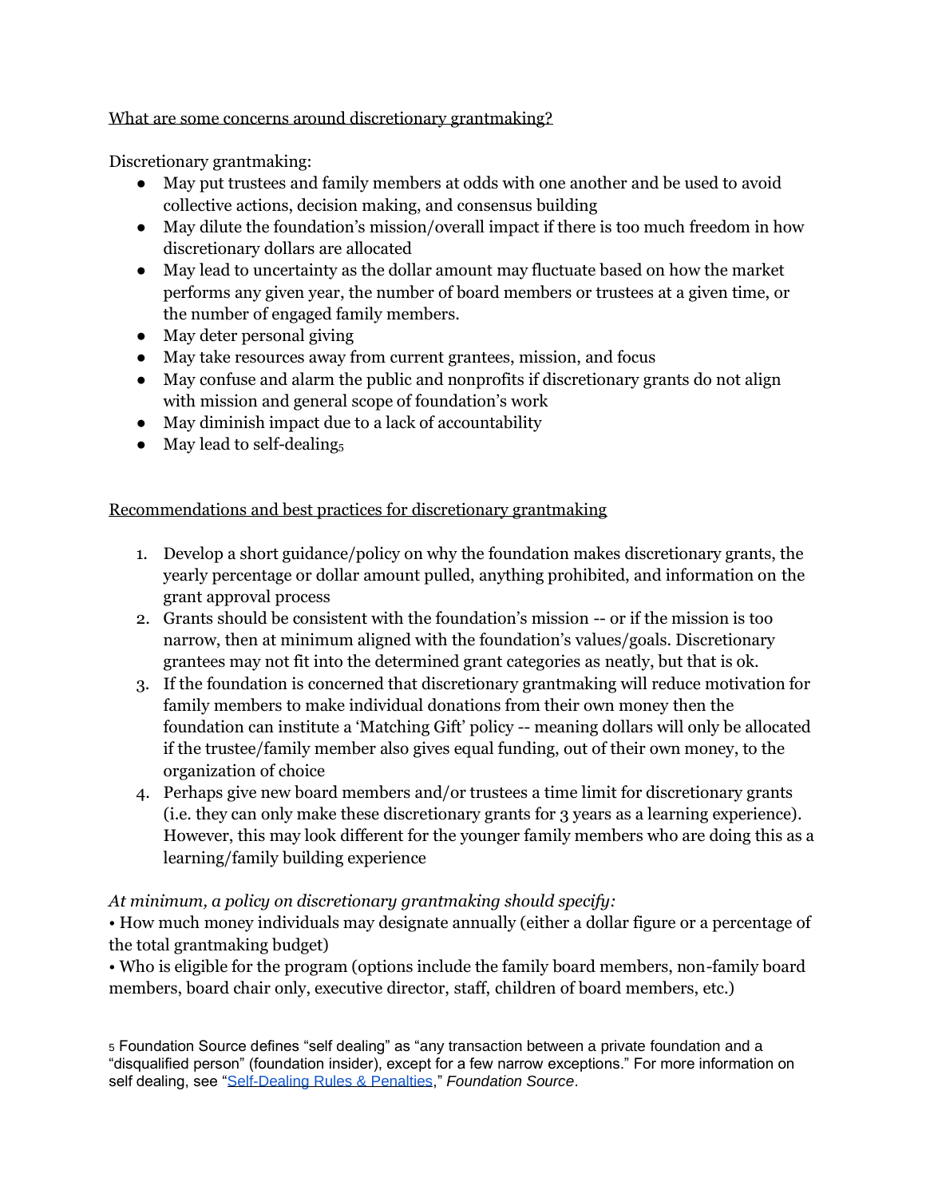What are some concerns around discretionary grantmaking?

Discretionary grantmaking:

- May put trustees and family members at odds with one another and be used to avoid collective actions, decision making, and consensus building
- May dilute the foundation's mission/overall impact if there is too much freedom in how discretionary dollars are allocated
- May lead to uncertainty as the dollar amount may fluctuate based on how the market performs any given year, the number of board members or trustees at a given time, or the number of engaged family members.
- May deter personal giving
- May take resources away from current grantees, mission, and focus
- May confuse and alarm the public and nonprofits if discretionary grants do not align with mission and general scope of foundation's work
- May diminish impact due to a lack of accountability
- May lead to self-dealing[5]

Recommendations and best practices for discretionary grantmaking

1. Develop a short guidance/policy on why the foundation makes discretionary grants, the yearly percentage or dollar amount pulled, anything prohibited, and information on the grant approval process
2. Grants should be consistent with the foundation's mission -- or if the mission is too narrow, then at minimum aligned with the foundation's values/goals. Discretionary grantees may not fit into the determined grant categories as neatly, but that is ok.
3. If the foundation is concerned that discretionary grantmaking will reduce motivation for family members to make individual donations from their own money then the foundation can institute a 'Matching Gift' policy -- meaning dollars will only be allocated if the trustee/family member also gives equal funding, out of their own money, to the organization of choice
4. Perhaps give new board members and/or trustees a time limit for discretionary grants (i.e. they can only make these discretionary grants for 3 years as a learning experience). However, this may look different for the younger family members who are doing this as a learning/family building experience

*At minimum, a policy on discretionary grantmaking should specify:*

• How much money individuals may designate annually (either a dollar figure or a percentage of the total grantmaking budget)

• Who is eligible for the program (options include the family board members, non-family board members, board chair only, executive director, staff, children of board members, etc.)

[5] Foundation Source defines "self dealing" as "any transaction between a private foundation and a "disqualified person" (foundation insider), except for a few narrow exceptions." For more information on self dealing, see "Self-Dealing Rules & Penalties," *Foundation Source*.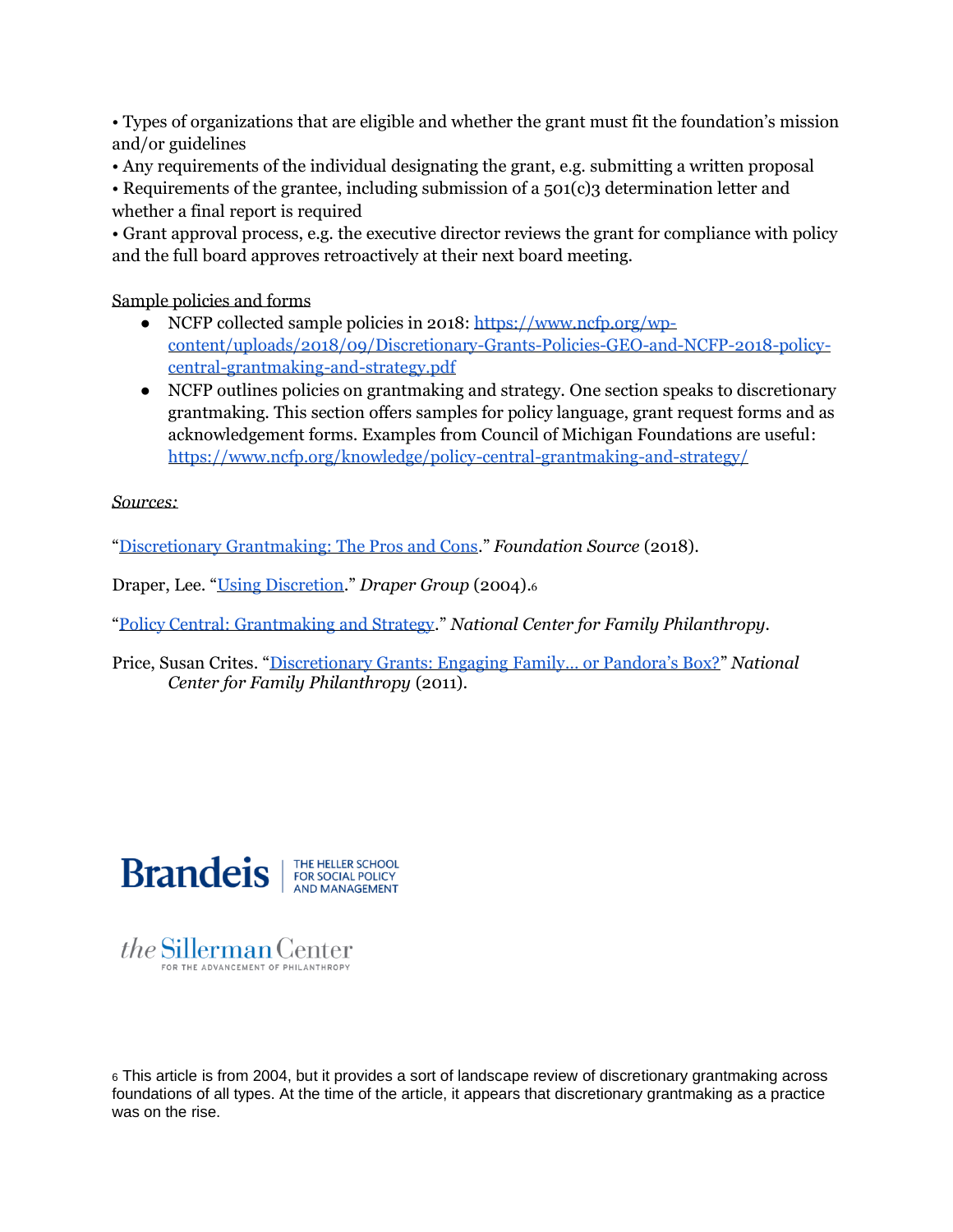- Types of organizations that are eligible and whether the grant must fit the foundation's mission and/or guidelines
- Any requirements of the individual designating the grant, e.g. submitting a written proposal
- Requirements of the grantee, including submission of a 501(c)3 determination letter and whether a final report is required
- Grant approval process, e.g. the executive director reviews the grant for compliance with policy and the full board approves retroactively at their next board meeting.

Sample policies and forms

- NCFP collected sample policies in 2018: https://www.ncfp.org/wp-content/uploads/2018/09/Discretionary-Grants-Policies-GEO-and-NCFP-2018-policy-central-grantmaking-and-strategy.pdf
- NCFP outlines policies on grantmaking and strategy. One section speaks to discretionary grantmaking. This section offers samples for policy language, grant request forms and as acknowledgement forms. Examples from Council of Michigan Foundations are useful: https://www.ncfp.org/knowledge/policy-central-grantmaking-and-strategy/

*Sources:*

"Discretionary Grantmaking: The Pros and Cons." *Foundation Source* (2018).

Draper, Lee. "Using Discretion." *Draper Group* (2004).[6]

"Policy Central: Grantmaking and Strategy." *National Center for Family Philanthropy*.

Price, Susan Crites. "Discretionary Grants: Engaging Family... or Pandora's Box?" *National Center for Family Philanthropy* (2011).

Brandeis | THE HELLER SCHOOL FOR SOCIAL POLICY AND MANAGEMENT

the Sillerman Center FOR THE ADVANCEMENT OF PHILANTHROPY

[6] This article is from 2004, but it provides a sort of landscape review of discretionary grantmaking across foundations of all types. At the time of the article, it appears that discretionary grantmaking as a practice was on the rise.